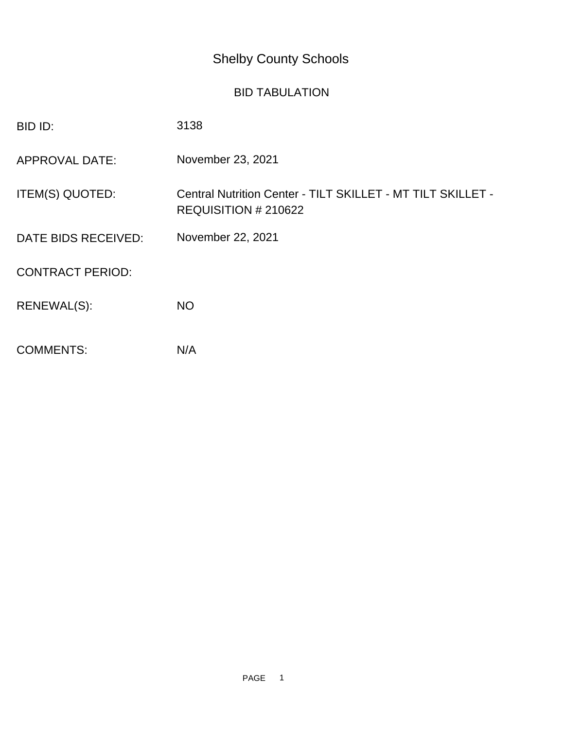# Shelby County Schools

## BID TABULATION

| | |
|---|---|
| BID ID: | 3138 |
| APPROVAL DATE: | November 23, 2021 |
| ITEM(S) QUOTED: | Central Nutrition Center - TILT SKILLET - MT TILT SKILLET - REQUISITION # 210622 |
| DATE BIDS RECEIVED: | November 22, 2021 |
| CONTRACT PERIOD: | |
| RENEWAL(S): | NO |
| COMMENTS: | N/A |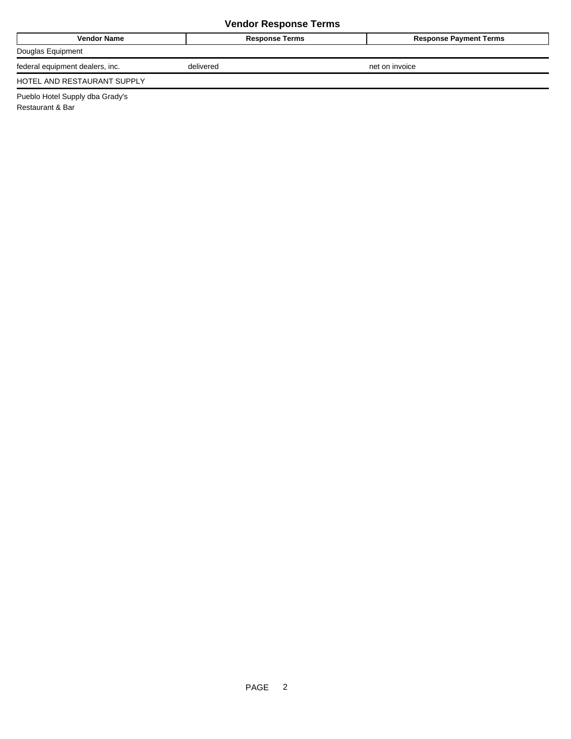## Vendor Response Terms

| Vendor Name | Response Terms | Response Payment Terms |
| --- | --- | --- |
| Douglas Equipment | | |
| federal equipment dealers, inc. | delivered | net on invoice |
| HOTEL AND RESTAURANT SUPPLY | | |
| Pueblo Hotel Supply dba Grady's Restaurant & Bar | | |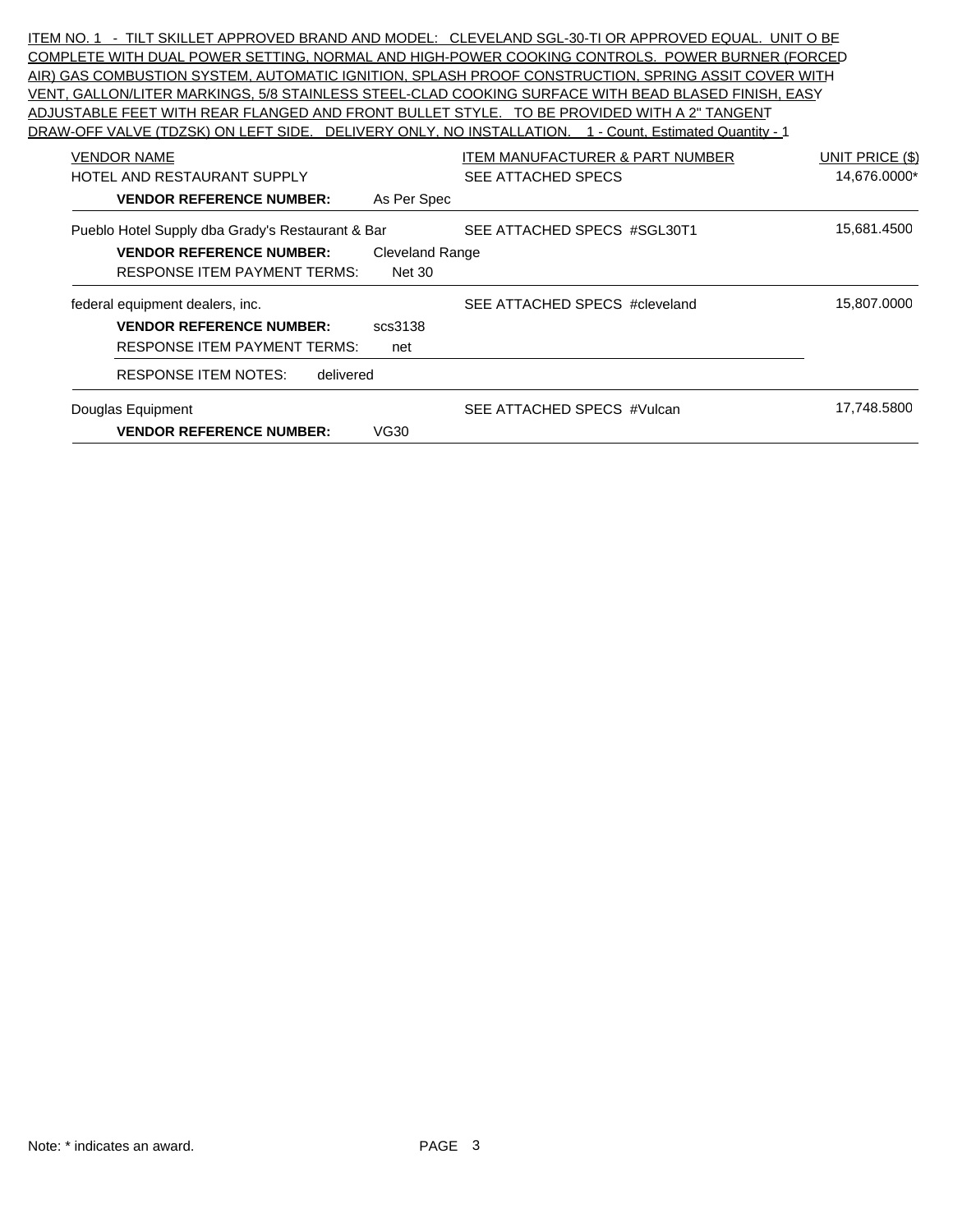ITEM NO. 1 - TILT SKILLET APPROVED BRAND AND MODEL: CLEVELAND SGL-30-TI OR APPROVED EQUAL. UNIT O BE COMPLETE WITH DUAL POWER SETTING, NORMAL AND HIGH-POWER COOKING CONTROLS. POWER BURNER (FORCED AIR) GAS COMBUSTION SYSTEM, AUTOMATIC IGNITION, SPLASH PROOF CONSTRUCTION, SPRING ASSIT COVER WITH VENT, GALLON/LITER MARKINGS, 5/8 STAINLESS STEEL-CLAD COOKING SURFACE WITH BEAD BLASED FINISH, EASY ADJUSTABLE FEET WITH REAR FLANGED AND FRONT BULLET STYLE. TO BE PROVIDED WITH A 2" TANGENT DRAW-OFF VALVE (TDZSK) ON LEFT SIDE. DELIVERY ONLY, NO INSTALLATION. 1 - Count, Estimated Quantity - 1

| VENDOR NAME | ITEM MANUFACTURER & PART NUMBER | UNIT PRICE ($) |
|---|---|---|
| HOTEL AND RESTAURANT SUPPLY<br>**VENDOR REFERENCE NUMBER:** As Per Spec | SEE ATTACHED SPECS | 14,676.0000* |
| Pueblo Hotel Supply dba Grady's Restaurant & Bar<br>**VENDOR REFERENCE NUMBER:** Cleveland Range<br>RESPONSE ITEM PAYMENT TERMS: Net 30 | SEE ATTACHED SPECS #SGL30T1 | 15,681.4500 |
| federal equipment dealers, inc.<br>**VENDOR REFERENCE NUMBER:** scs3138<br>RESPONSE ITEM PAYMENT TERMS: net<br>RESPONSE ITEM NOTES: delivered | SEE ATTACHED SPECS #cleveland | 15,807.0000 |
| Douglas Equipment<br>**VENDOR REFERENCE NUMBER:** VG30 | SEE ATTACHED SPECS #Vulcan | 17,748.5800 |

Note: * indicates an award.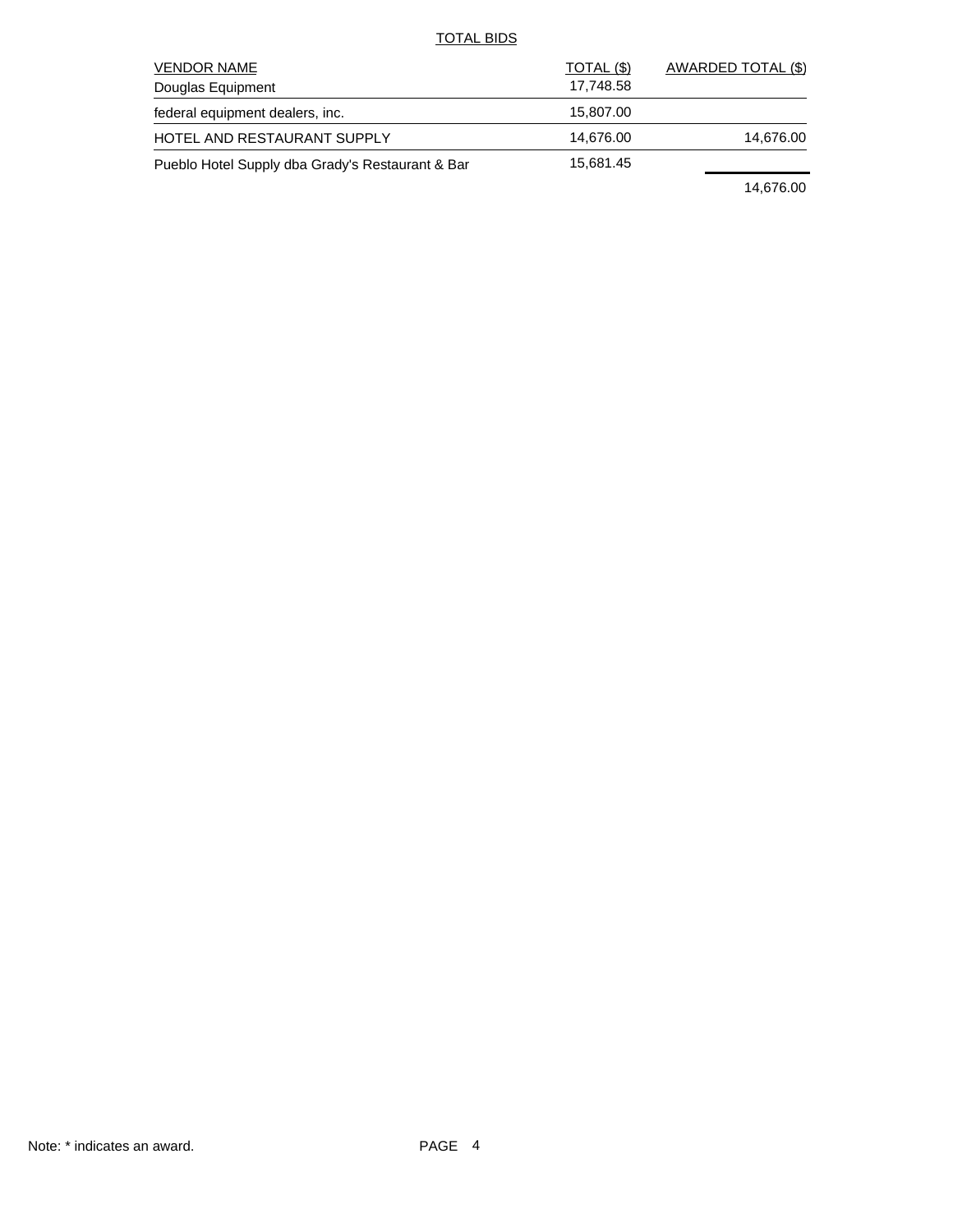TOTAL BIDS

| VENDOR NAME | TOTAL ($) | AWARDED TOTAL ($) |
| --- | --- | --- |
| Douglas Equipment | 17,748.58 | |
| federal equipment dealers, inc. | 15,807.00 | |
| HOTEL AND RESTAURANT SUPPLY | 14,676.00 | 14,676.00 |
| Pueblo Hotel Supply dba Grady's Restaurant & Bar | 15,681.45 | |
| | | 14,676.00 |

Note: * indicates an award.